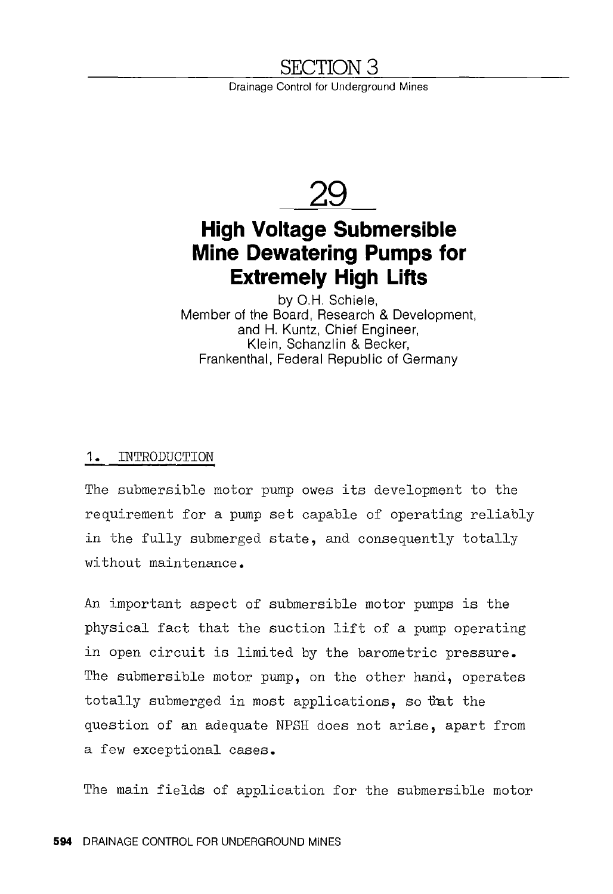# SECTION 3

Drainage Control for Underground Mines

# 29

## High Voltage Submersible Mine Dewatering Pumps for Extremely High Lifts

by O.H. Schiele,
Member of the Board, Research & Development,
and H. Kuntz, Chief Engineer,
Klein, Schanzlin & Becker,
Frankenthal, Federal Republic of Germany

### 1. INTRODUCTION

The submersible motor pump owes its development to the requirement for a pump set capable of operating reliably in the fully submerged state, and consequently totally without maintenance.

An important aspect of submersible motor pumps is the physical fact that the suction lift of a pump operating in open circuit is limited by the barometric pressure. The submersible motor pump, on the other hand, operates totally submerged in most applications, so that the question of an adequate NPSH does not arise, apart from a few exceptional cases.

The main fields of application for the submersible motor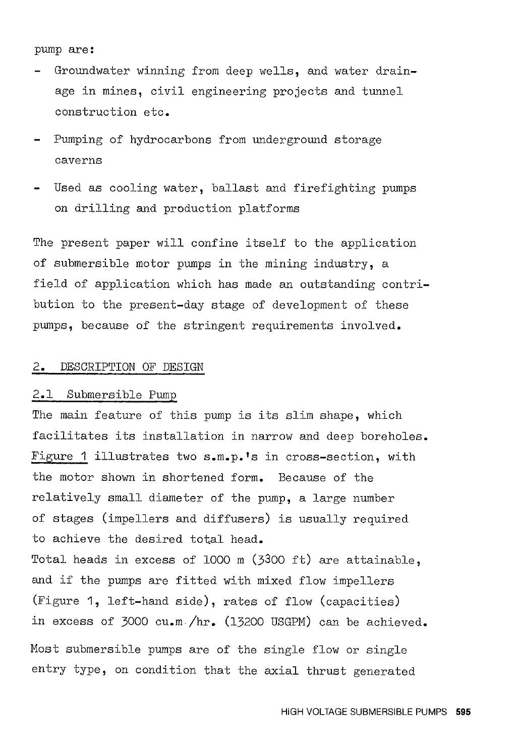pump are:

- Groundwater winning from deep wells, and water drainage in mines, civil engineering projects and tunnel construction etc.
- Pumping of hydrocarbons from underground storage caverns
- Used as cooling water, ballast and firefighting pumps on drilling and production platforms

The present paper will confine itself to the application of submersible motor pumps in the mining industry, a field of application which has made an outstanding contribution to the present-day stage of development of these pumps, because of the stringent requirements involved.

## 2. DESCRIPTION OF DESIGN

### 2.1 Submersible Pump

The main feature of this pump is its slim shape, which facilitates its installation in narrow and deep boreholes. Figure 1 illustrates two s.m.p.'s in cross-section, with the motor shown in shortened form. Because of the relatively small diameter of the pump, a large number of stages (impellers and diffusers) is usually required to achieve the desired total head.

Total heads in excess of 1000 m (3300 ft) are attainable, and if the pumps are fitted with mixed flow impellers (Figure 1, left-hand side), rates of flow (capacities) in excess of 3000 cu.m./hr. (13200 USGPM) can be achieved.

Most submersible pumps are of the single flow or single entry type, on condition that the axial thrust generated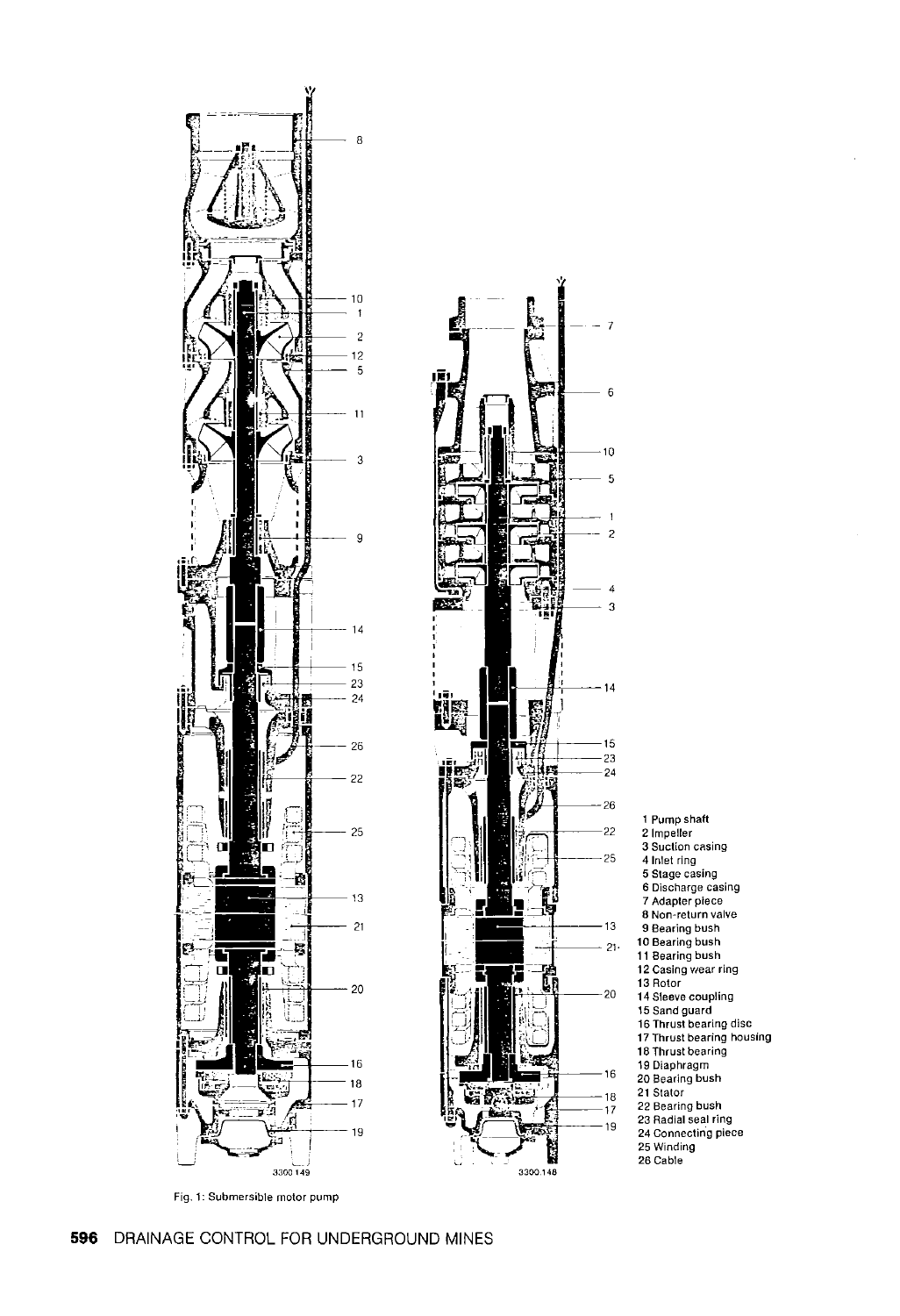1 Pump shaft
2 Impeller
3 Suction casing
4 Inlet ring
5 Stage casing
6 Discharge casing
7 Adapter piece
8 Non-return valve
9 Bearing bush
10 Bearing bush
11 Bearing bush
12 Casing wear ring
13 Rotor
14 Sleeve coupling
15 Sand guard
16 Thrust bearing disc
17 Thrust bearing housing
18 Thrust bearing
19 Diaphragm
20 Bearing bush
21 Stator
22 Bearing bush
23 Radial seal ring
24 Connecting piece
25 Winding
26 Cable

Fig. 1: Submersible motor pump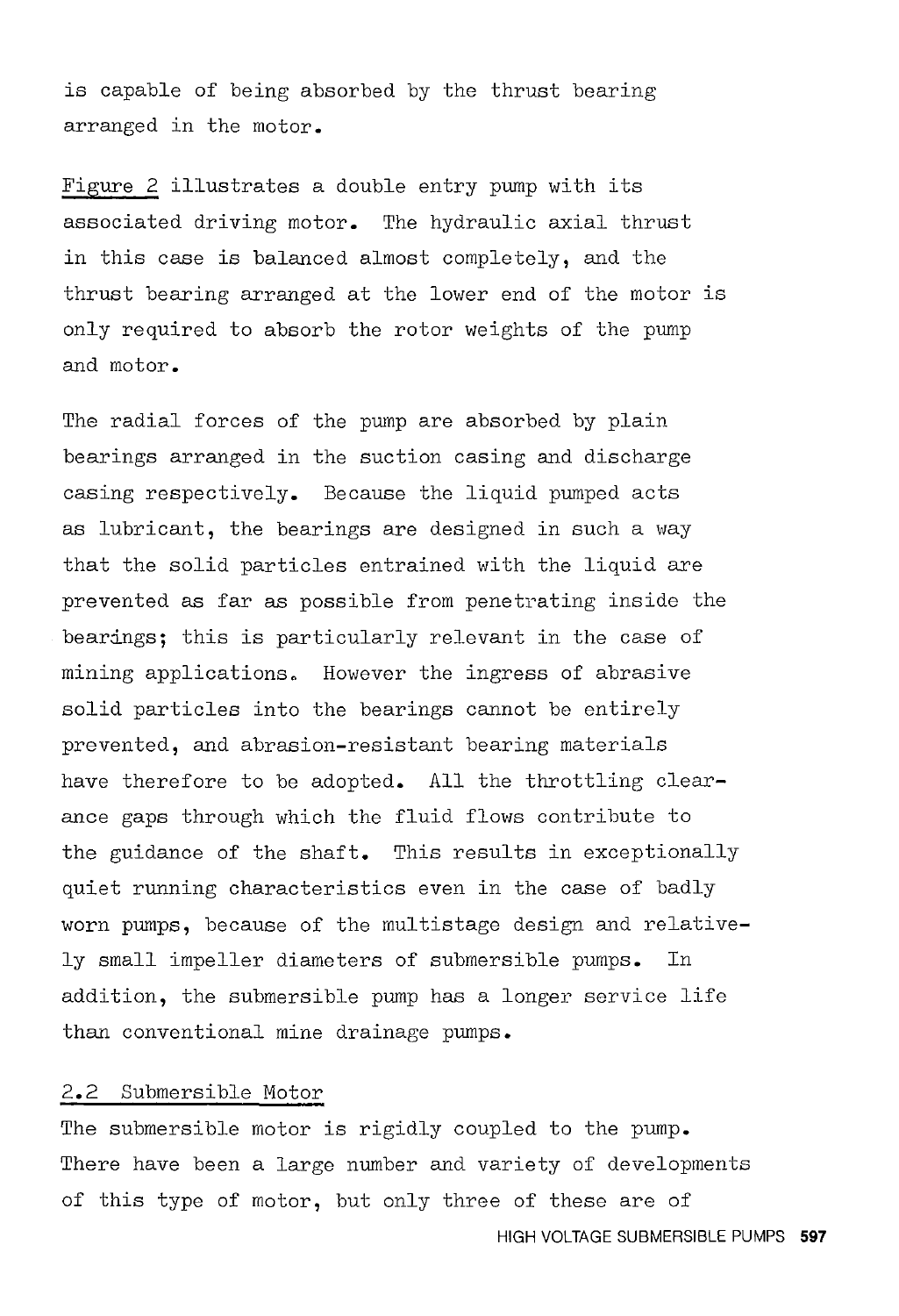is capable of being absorbed by the thrust bearing arranged in the motor.

Figure 2 illustrates a double entry pump with its associated driving motor. The hydraulic axial thrust in this case is balanced almost completely, and the thrust bearing arranged at the lower end of the motor is only required to absorb the rotor weights of the pump and motor.

The radial forces of the pump are absorbed by plain bearings arranged in the suction casing and discharge casing respectively. Because the liquid pumped acts as lubricant, the bearings are designed in such a way that the solid particles entrained with the liquid are prevented as far as possible from penetrating inside the bearings; this is particularly relevant in the case of mining applications. However the ingress of abrasive solid particles into the bearings cannot be entirely prevented, and abrasion-resistant bearing materials have therefore to be adopted. All the throttling clearance gaps through which the fluid flows contribute to the guidance of the shaft. This results in exceptionally quiet running characteristics even in the case of badly worn pumps, because of the multistage design and relatively small impeller diameters of submersible pumps. In addition, the submersible pump has a longer service life than conventional mine drainage pumps.

## 2.2 Submersible Motor

The submersible motor is rigidly coupled to the pump. There have been a large number and variety of developments of this type of motor, but only three of these are of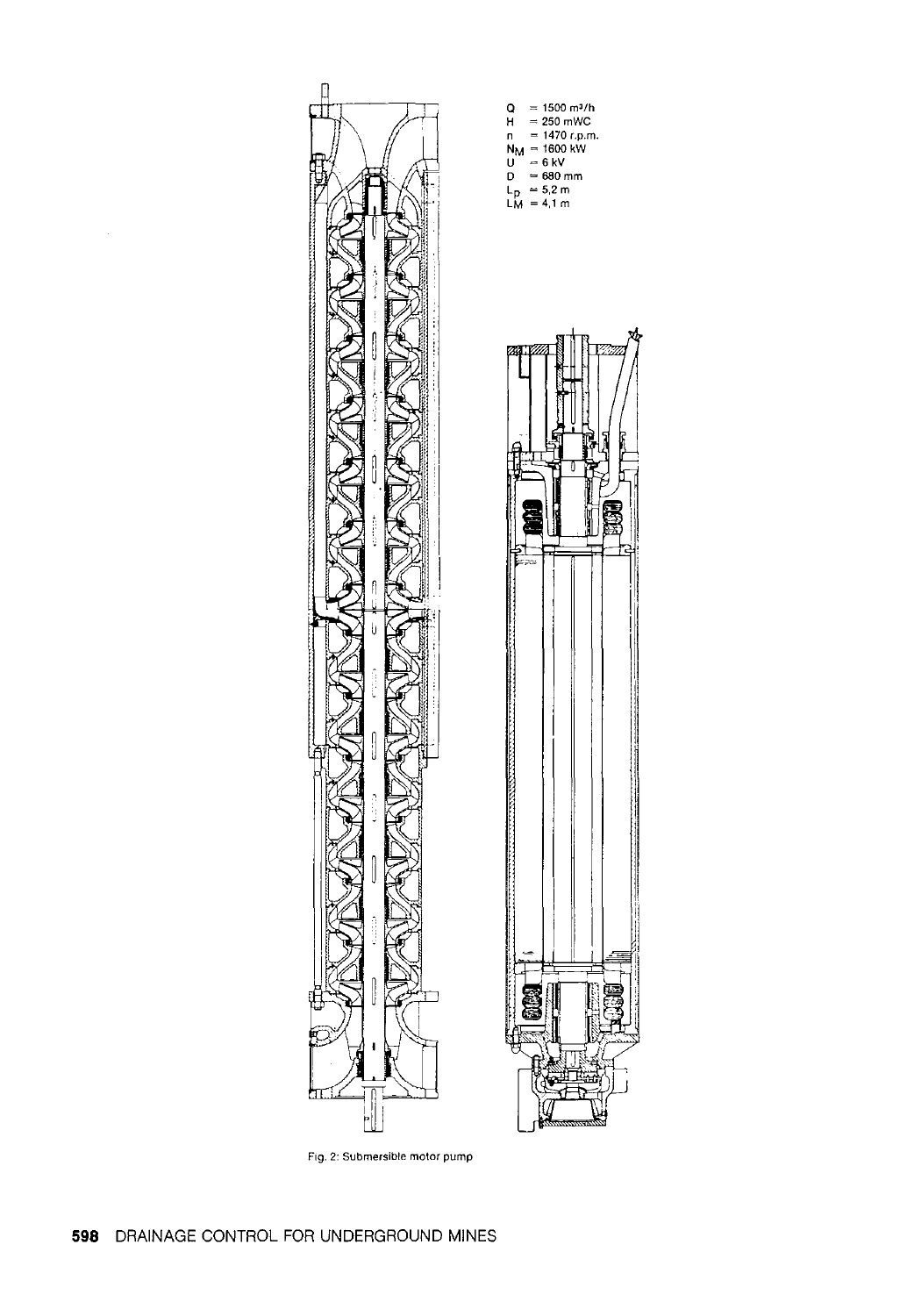$Q$ = 1500 m³/h
$H$ = 250 mWC
$n$ = 1470 r.p.m.
$N_M$ = 1600 kW
$U$ = 6 kV
$D$ = 680 mm
$L_p$ = 5,2 m
$L_M$ = 4,1 m

Fig. 2: Submersible motor pump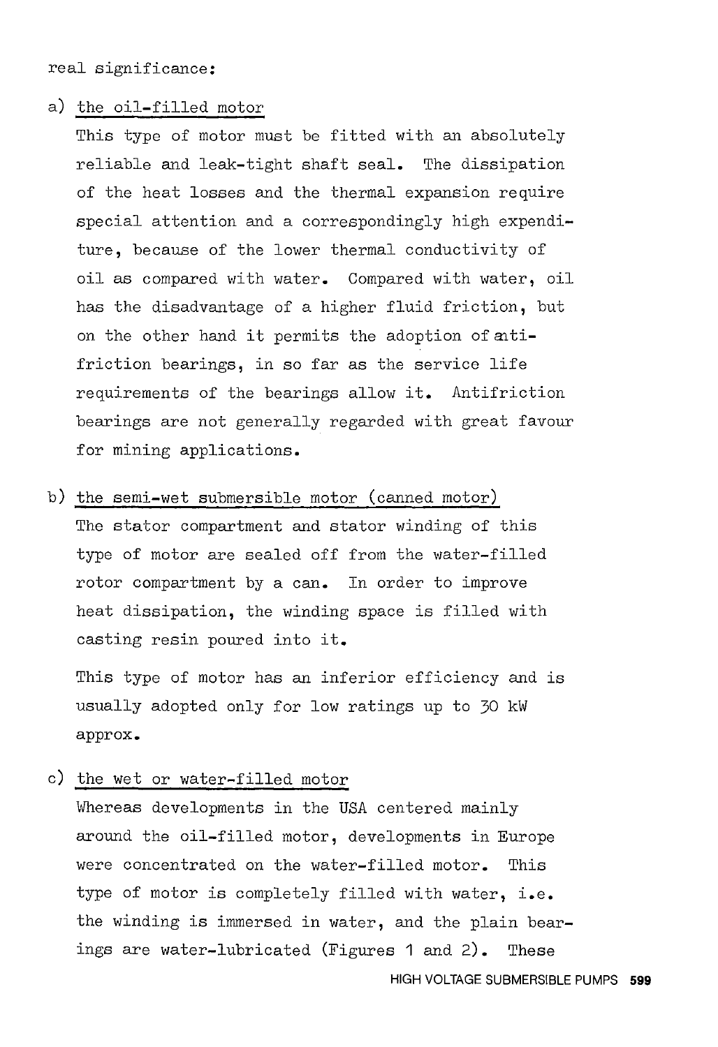real significance:

a) <u>the oil-filled motor</u>

This type of motor must be fitted with an absolutely reliable and leak-tight shaft seal. The dissipation of the heat losses and the thermal expansion require special attention and a correspondingly high expenditure, because of the lower thermal conductivity of oil as compared with water. Compared with water, oil has the disadvantage of a higher fluid friction, but on the other hand it permits the adoption of antifriction bearings, in so far as the service life requirements of the bearings allow it. Antifriction bearings are not generally regarded with great favour for mining applications.

b) <u>the semi-wet submersible motor (canned motor)</u>

The stator compartment and stator winding of this type of motor are sealed off from the water-filled rotor compartment by a can. In order to improve heat dissipation, the winding space is filled with casting resin poured into it.

This type of motor has an inferior efficiency and is usually adopted only for low ratings up to 30 kW approx.

c) <u>the wet or water-filled motor</u>

Whereas developments in the USA centered mainly around the oil-filled motor, developments in Europe were concentrated on the water-filled motor. This type of motor is completely filled with water, i.e. the winding is immersed in water, and the plain bearings are water-lubricated (Figures 1 and 2). These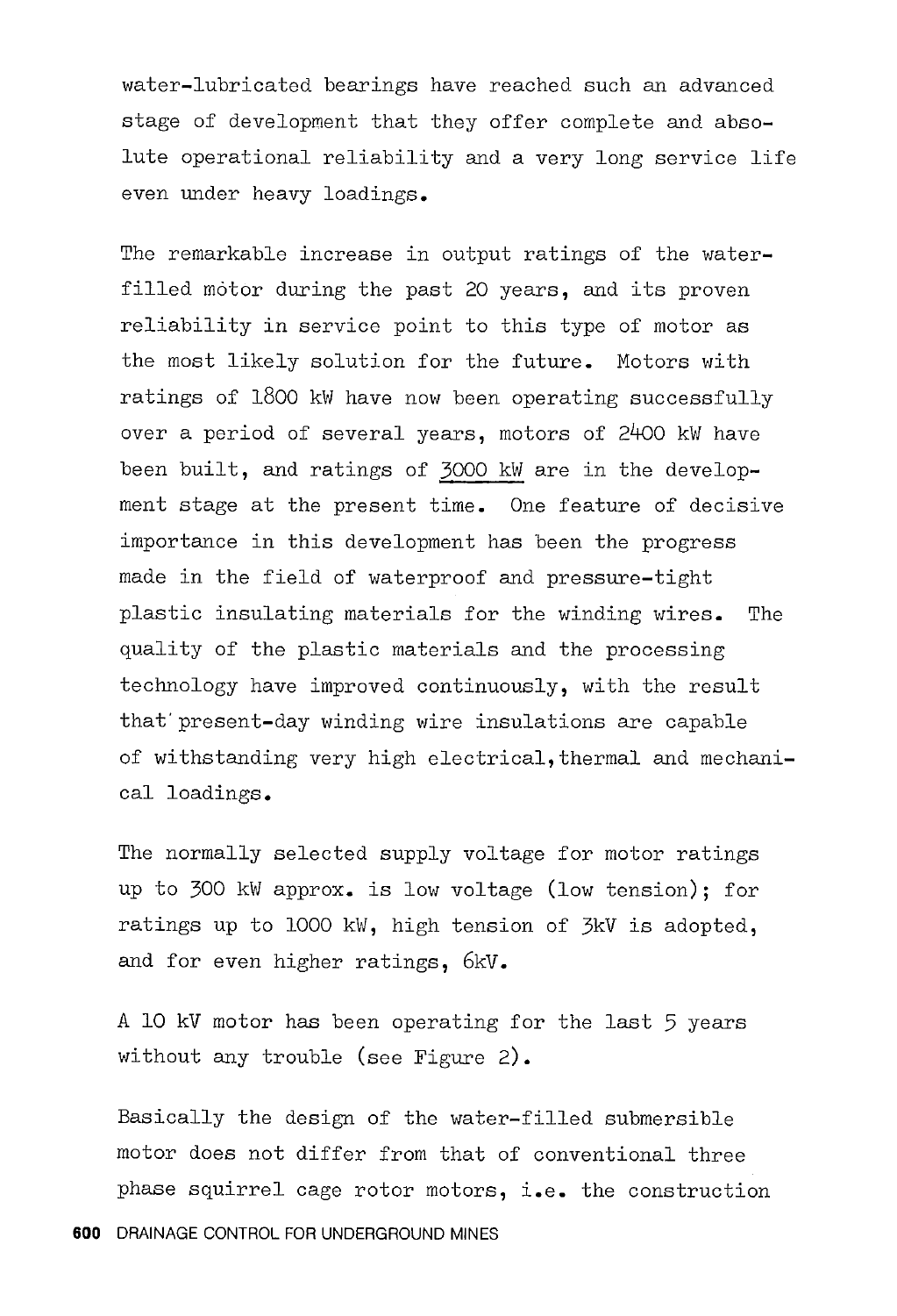water-lubricated bearings have reached such an advanced stage of development that they offer complete and absolute operational reliability and a very long service life even under heavy loadings.

The remarkable increase in output ratings of the water-filled motor during the past 20 years, and its proven reliability in service point to this type of motor as the most likely solution for the future. Motors with ratings of 1800 kW have now been operating successfully over a period of several years, motors of 2400 kW have been built, and ratings of 3000 kW are in the development stage at the present time. One feature of decisive importance in this development has been the progress made in the field of waterproof and pressure-tight plastic insulating materials for the winding wires. The quality of the plastic materials and the processing technology have improved continuously, with the result that present-day winding wire insulations are capable of withstanding very high electrical, thermal and mechanical loadings.

The normally selected supply voltage for motor ratings up to 300 kW approx. is low voltage (low tension); for ratings up to 1000 kW, high tension of 3kV is adopted, and for even higher ratings, 6kV.

A 10 kV motor has been operating for the last 5 years without any trouble (see Figure 2).

Basically the design of the water-filled submersible motor does not differ from that of conventional three phase squirrel cage rotor motors, i.e. the construction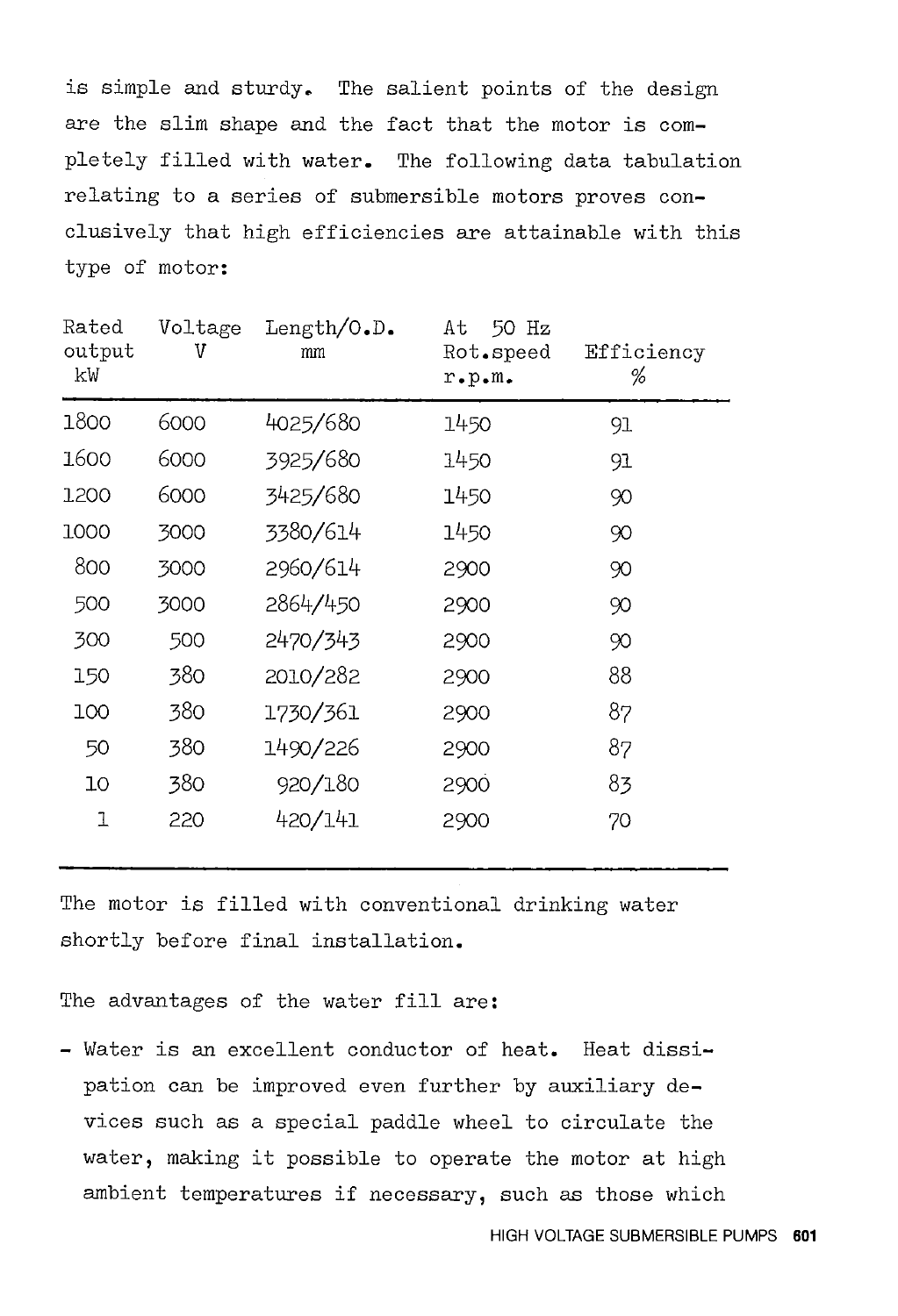is simple and sturdy. The salient points of the design are the slim shape and the fact that the motor is completely filled with water. The following data tabulation relating to a series of submersible motors proves conclusively that high efficiencies are attainable with this type of motor:

| Rated output kW | Voltage V | Length/O.D. mm | At 50 Hz Rot.speed r.p.m. | Efficiency % |
|---|---|---|---|---|
| 1800 | 6000 | 4025/680 | 1450 | 91 |
| 1600 | 6000 | 3925/680 | 1450 | 91 |
| 1200 | 6000 | 3425/680 | 1450 | 90 |
| 1000 | 3000 | 3380/614 | 1450 | 90 |
| 800 | 3000 | 2960/614 | 2900 | 90 |
| 500 | 3000 | 2864/450 | 2900 | 90 |
| 300 | 500 | 2470/343 | 2900 | 90 |
| 150 | 380 | 2010/282 | 2900 | 88 |
| 100 | 380 | 1730/361 | 2900 | 87 |
| 50 | 380 | 1490/226 | 2900 | 87 |
| 10 | 380 | 920/180 | 2900 | 83 |
| 1 | 220 | 420/141 | 2900 | 70 |

The motor is filled with conventional drinking water shortly before final installation.

The advantages of the water fill are:

- Water is an excellent conductor of heat. Heat dissipation can be improved even further by auxiliary devices such as a special paddle wheel to circulate the water, making it possible to operate the motor at high ambient temperatures if necessary, such as those which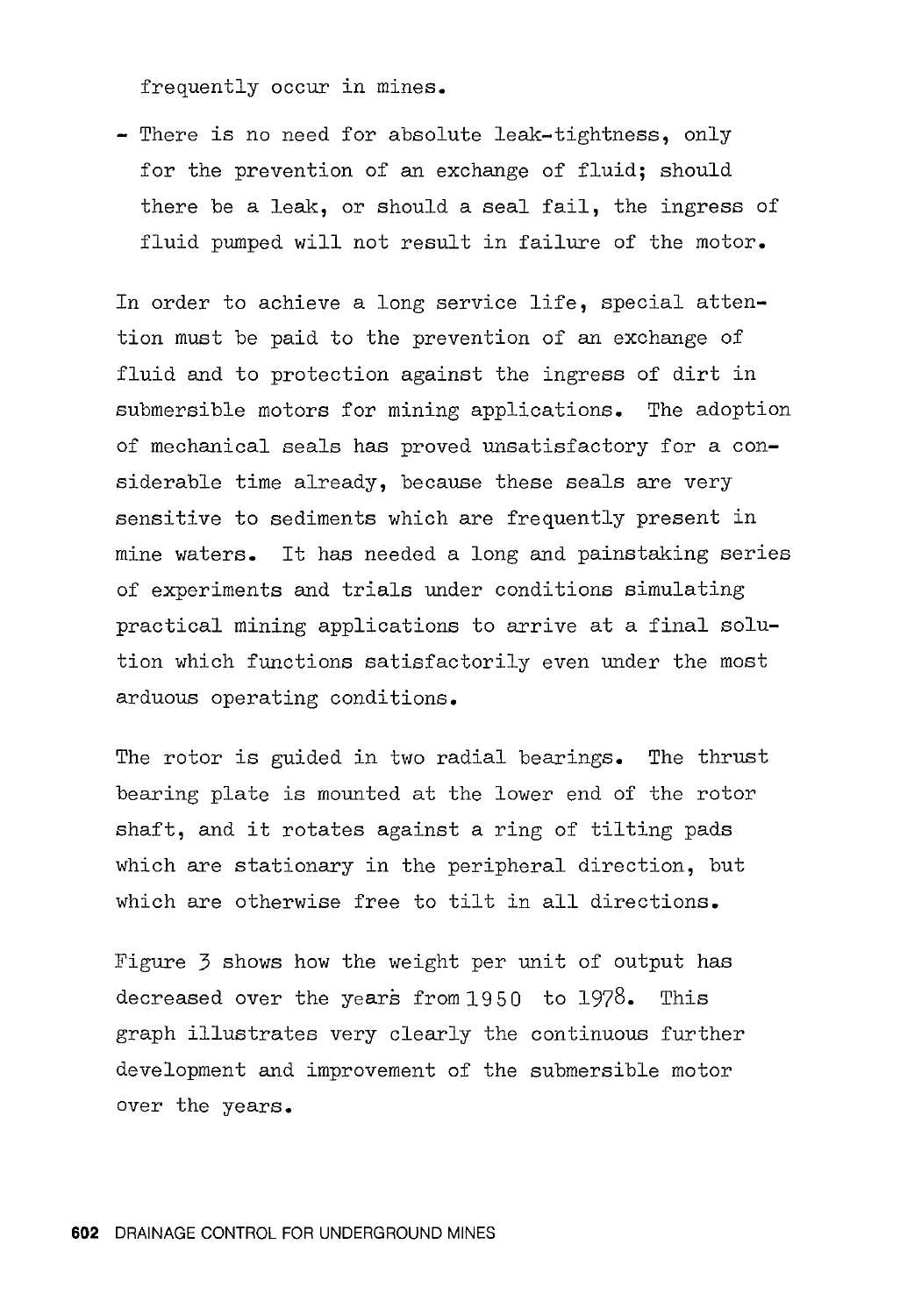frequently occur in mines.

- There is no need for absolute leak-tightness, only for the prevention of an exchange of fluid; should there be a leak, or should a seal fail, the ingress of fluid pumped will not result in failure of the motor.

In order to achieve a long service life, special attention must be paid to the prevention of an exchange of fluid and to protection against the ingress of dirt in submersible motors for mining applications. The adoption of mechanical seals has proved unsatisfactory for a considerable time already, because these seals are very sensitive to sediments which are frequently present in mine waters. It has needed a long and painstaking series of experiments and trials under conditions simulating practical mining applications to arrive at a final solution which functions satisfactorily even under the most arduous operating conditions.

The rotor is guided in two radial bearings. The thrust bearing plate is mounted at the lower end of the rotor shaft, and it rotates against a ring of tilting pads which are stationary in the peripheral direction, but which are otherwise free to tilt in all directions.

Figure 3 shows how the weight per unit of output has decreased over the years from 1950 to 1978. This graph illustrates very clearly the continuous further development and improvement of the submersible motor over the years.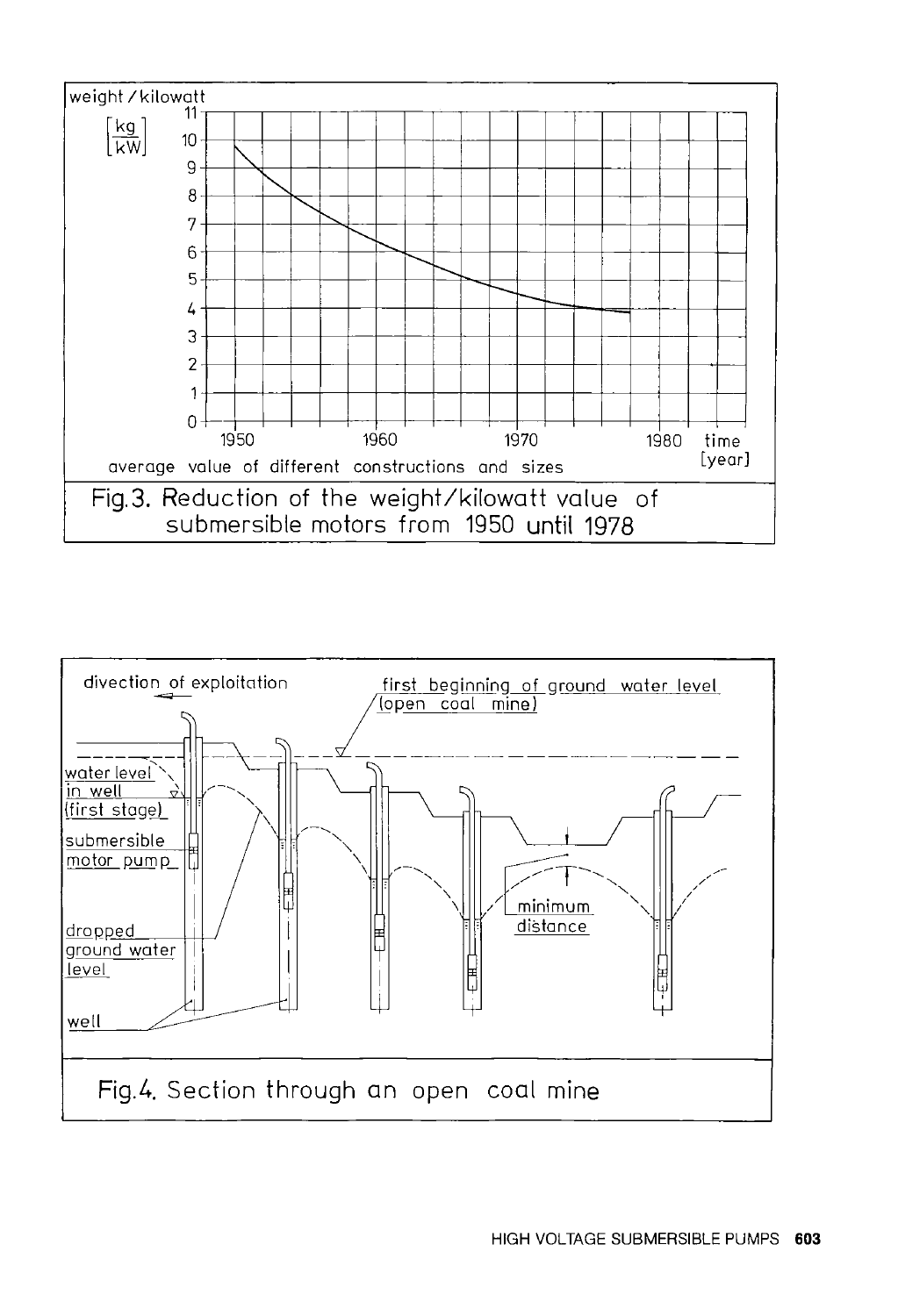Fig.3. Reduction of the weight/kilowatt value of submersible motors from 1950 until 1978

Fig.4. Section through an open coal mine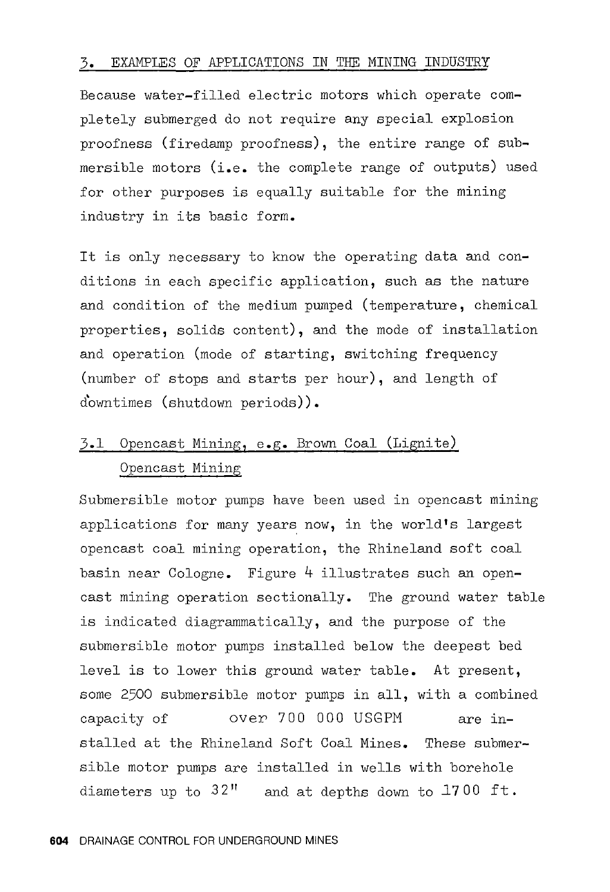## 3. EXAMPLES OF APPLICATIONS IN THE MINING INDUSTRY

Because water-filled electric motors which operate completely submerged do not require any special explosion proofness (firedamp proofness), the entire range of submersible motors (i.e. the complete range of outputs) used for other purposes is equally suitable for the mining industry in its basic form.

It is only necessary to know the operating data and conditions in each specific application, such as the nature and condition of the medium pumped (temperature, chemical properties, solids content), and the mode of installation and operation (mode of starting, switching frequency (number of stops and starts per hour), and length of downtimes (shutdown periods)).

### 3.1 Opencast Mining, e.g. Brown Coal (Lignite) Opencast Mining

Submersible motor pumps have been used in opencast mining applications for many years now, in the world's largest opencast coal mining operation, the Rhineland soft coal basin near Cologne. Figure 4 illustrates such an opencast mining operation sectionally. The ground water table is indicated diagrammatically, and the purpose of the submersible motor pumps installed below the deepest bed level is to lower this ground water table. At present, some 2500 submersible motor pumps in all, with a combined capacity of over 700 000 USGPM are installed at the Rhineland Soft Coal Mines. These submersible motor pumps are installed in wells with borehole diameters up to 32" and at depths down to 1700 ft.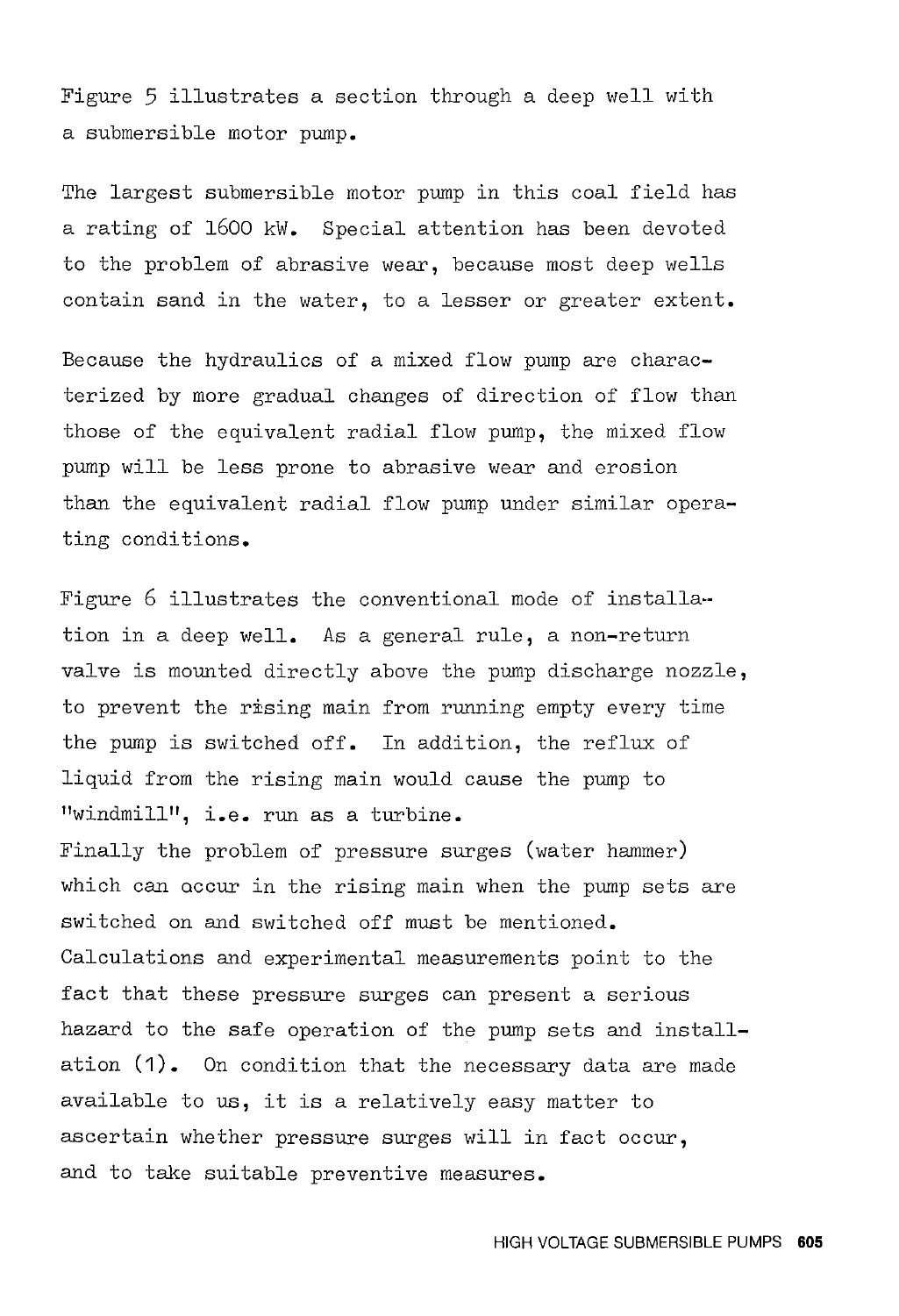Figure 5 illustrates a section through a deep well with a submersible motor pump.

The largest submersible motor pump in this coal field has a rating of 1600 kW. Special attention has been devoted to the problem of abrasive wear, because most deep wells contain sand in the water, to a lesser or greater extent.

Because the hydraulics of a mixed flow pump are characterized by more gradual changes of direction of flow than those of the equivalent radial flow pump, the mixed flow pump will be less prone to abrasive wear and erosion than the equivalent radial flow pump under similar operating conditions.

Figure 6 illustrates the conventional mode of installation in a deep well. As a general rule, a non-return valve is mounted directly above the pump discharge nozzle, to prevent the rising main from running empty every time the pump is switched off. In addition, the reflux of liquid from the rising main would cause the pump to "windmill", i.e. run as a turbine.

Finally the problem of pressure surges (water hammer) which can occur in the rising main when the pump sets are switched on and switched off must be mentioned. Calculations and experimental measurements point to the fact that these pressure surges can present a serious hazard to the safe operation of the pump sets and installation (1). On condition that the necessary data are made available to us, it is a relatively easy matter to ascertain whether pressure surges will in fact occur, and to take suitable preventive measures.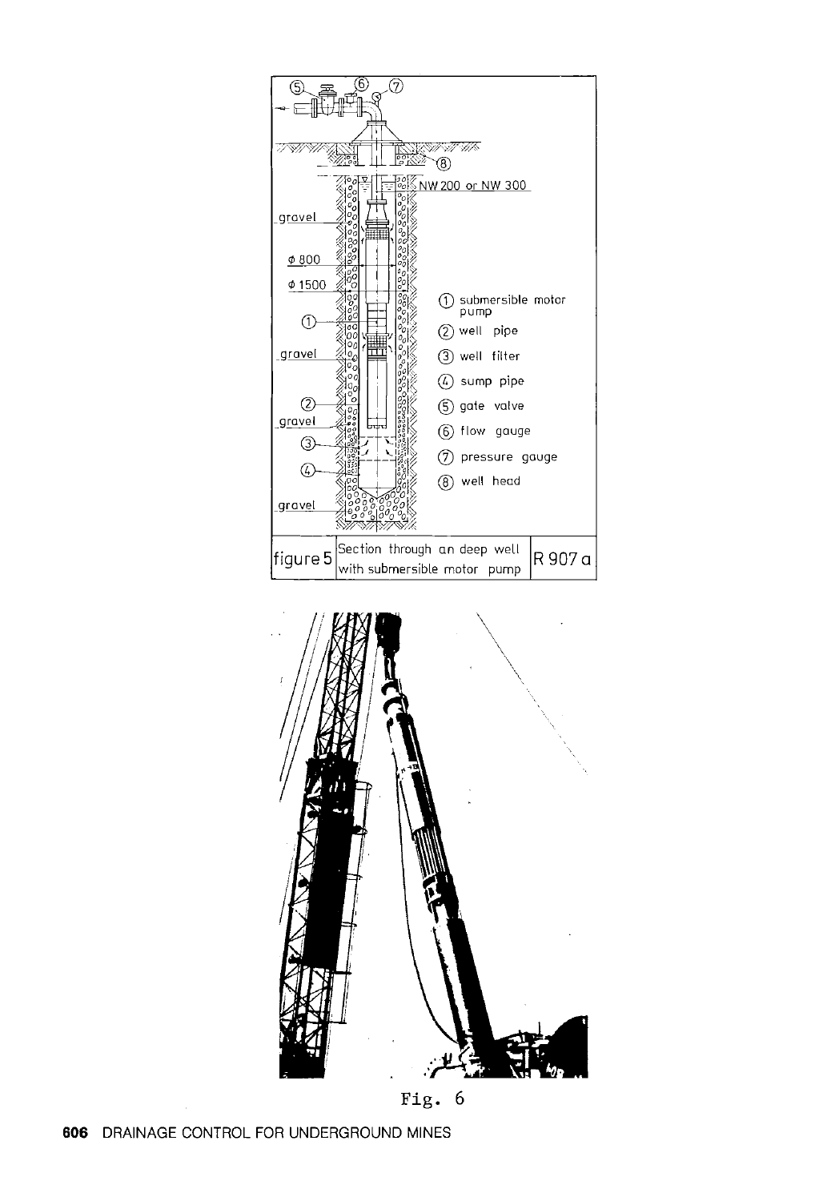① submersible motor pump
② well pipe
③ well filter
④ sump pipe
⑤ gate valve
⑥ flow gauge
⑦ pressure gauge
⑧ well head

gravel

Φ 800

Φ 1500

NW 200 or NW 300

| figure 5 | Section through an deep well with submersible motor pump | R 907 a |
|---|---|---|

Fig. 6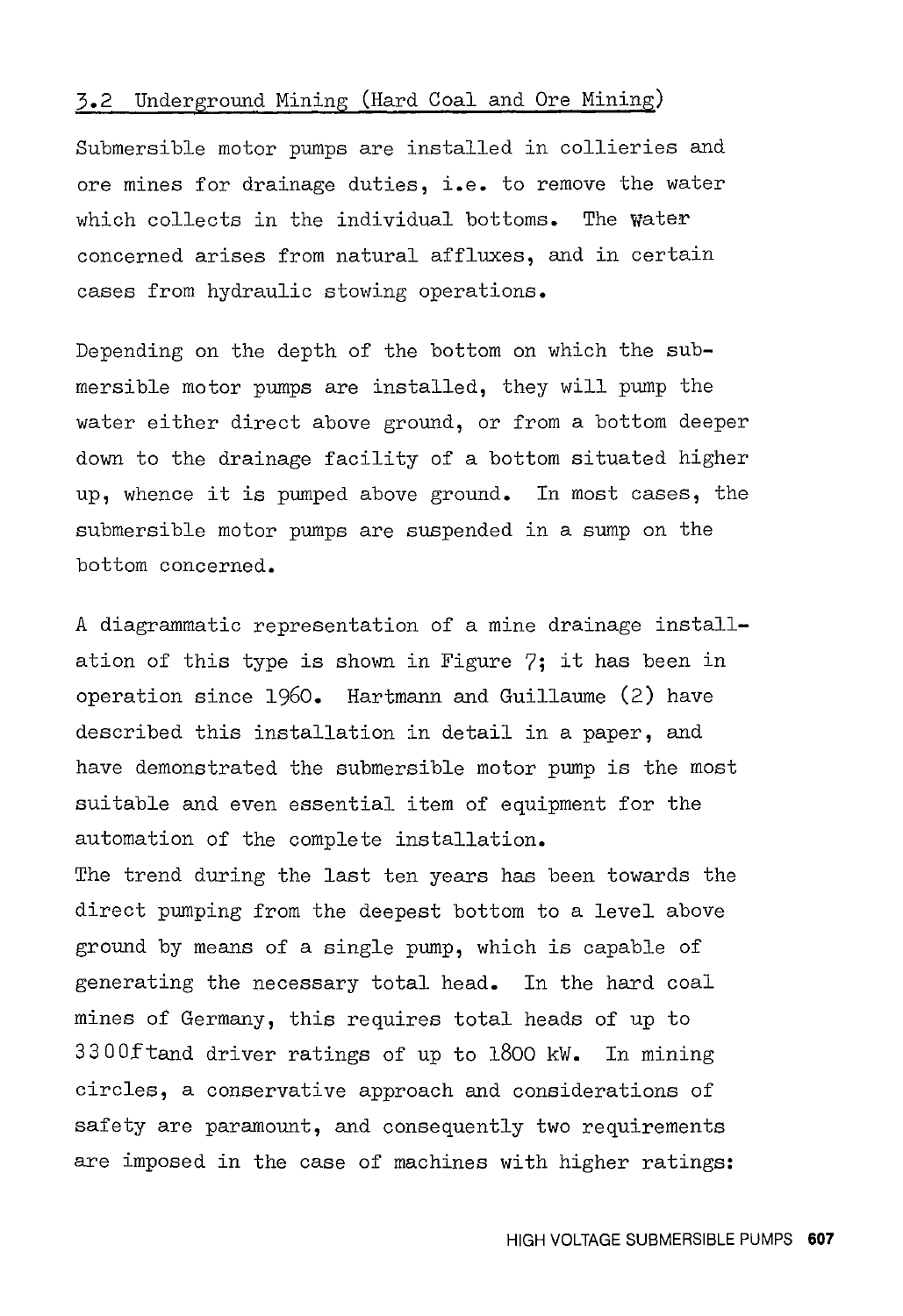## 3.2 Underground Mining (Hard Coal and Ore Mining)

Submersible motor pumps are installed in collieries and ore mines for drainage duties, i.e. to remove the water which collects in the individual bottoms. The water concerned arises from natural affluxes, and in certain cases from hydraulic stowing operations.

Depending on the depth of the bottom on which the submersible motor pumps are installed, they will pump the water either direct above ground, or from a bottom deeper down to the drainage facility of a bottom situated higher up, whence it is pumped above ground. In most cases, the submersible motor pumps are suspended in a sump on the bottom concerned.

A diagrammatic representation of a mine drainage installation of this type is shown in Figure 7; it has been in operation since 1960. Hartmann and Guillaume (2) have described this installation in detail in a paper, and have demonstrated the submersible motor pump is the most suitable and even essential item of equipment for the automation of the complete installation.

The trend during the last ten years has been towards the direct pumping from the deepest bottom to a level above ground by means of a single pump, which is capable of generating the necessary total head. In the hard coal mines of Germany, this requires total heads of up to 3300ft and driver ratings of up to 1800 kW. In mining circles, a conservative approach and considerations of safety are paramount, and consequently two requirements are imposed in the case of machines with higher ratings: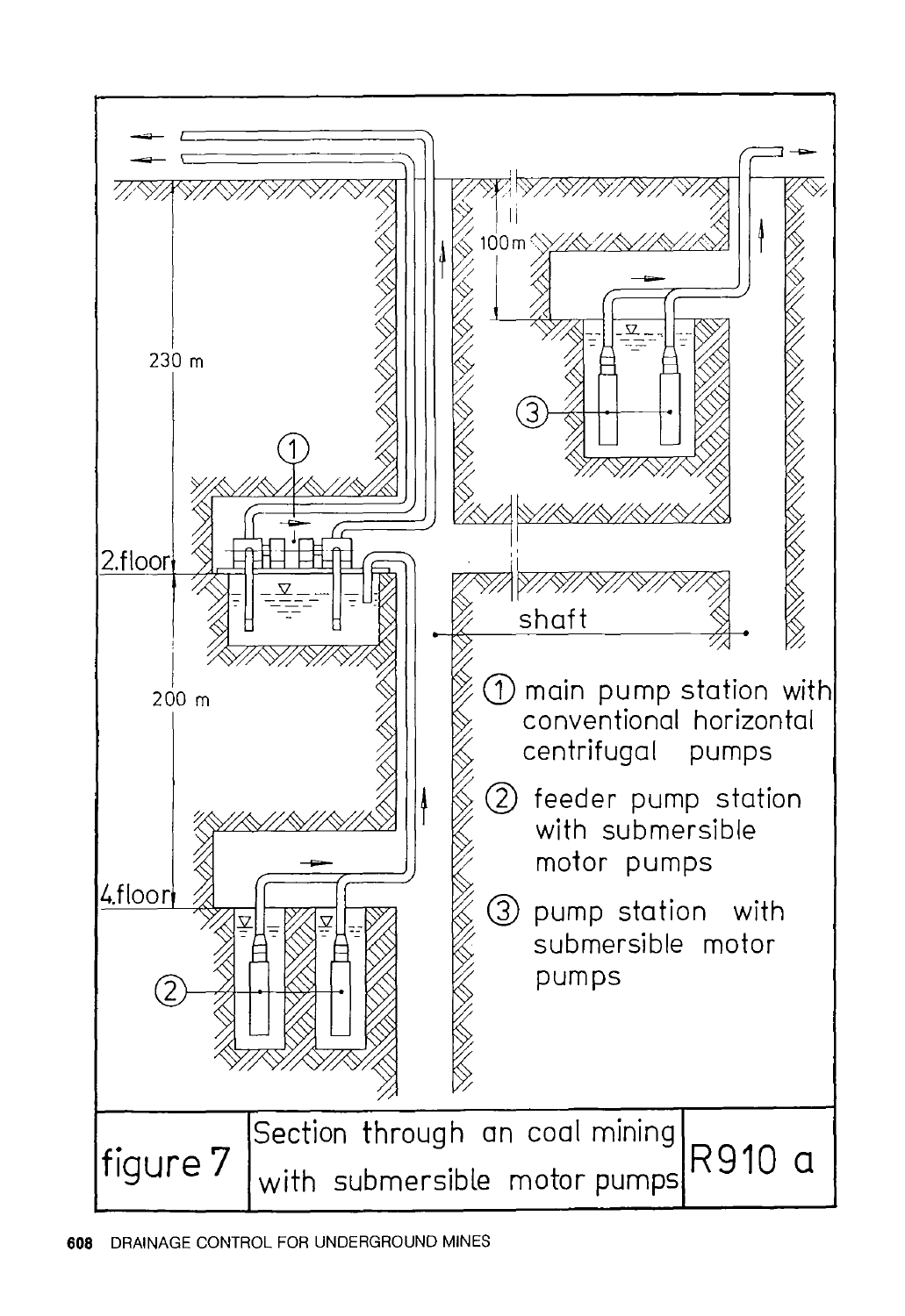230 m

2.floor

200 m

4.floor

100 m

shaft

① main pump station with conventional horizontal centrifugal pumps

② feeder pump station with submersible motor pumps

③ pump station with submersible motor pumps

| figure 7 | Section through an coal mining with submersible motor pumps | R910 a |
|---|---|---|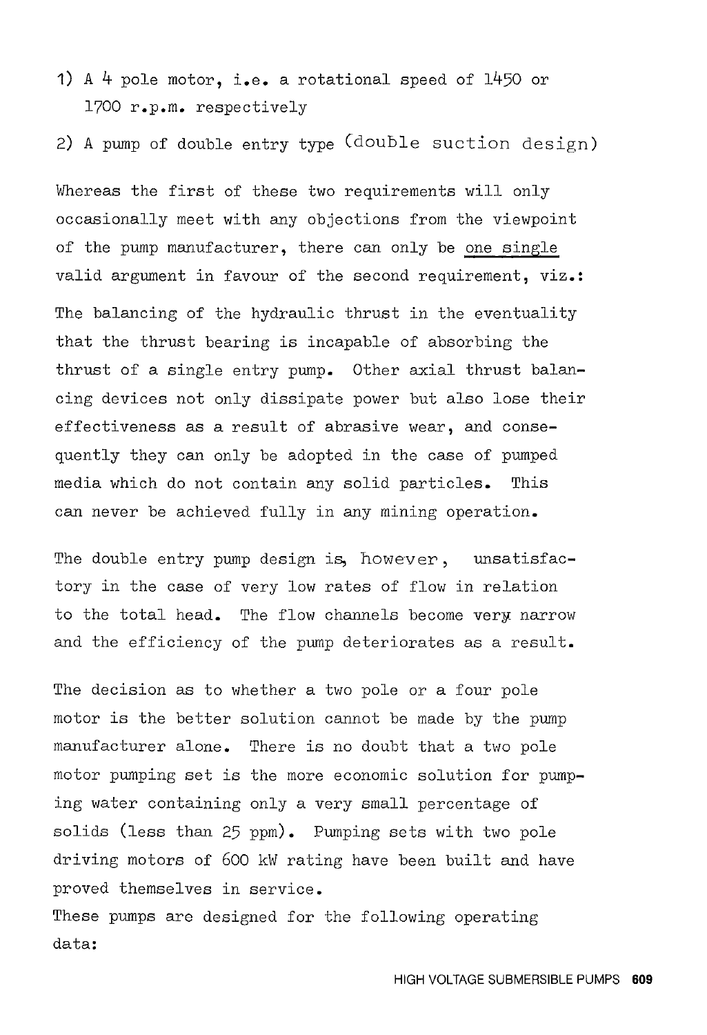1) A 4 pole motor, i.e. a rotational speed of 1450 or 1700 r.p.m. respectively

2) A pump of double entry type (double suction design)

Whereas the first of these two requirements will only occasionally meet with any objections from the viewpoint of the pump manufacturer, there can only be one single valid argument in favour of the second requirement, viz.:

The balancing of the hydraulic thrust in the eventuality that the thrust bearing is incapable of absorbing the thrust of a single entry pump. Other axial thrust balancing devices not only dissipate power but also lose their effectiveness as a result of abrasive wear, and consequently they can only be adopted in the case of pumped media which do not contain any solid particles. This can never be achieved fully in any mining operation.

The double entry pump design is, however, unsatisfactory in the case of very low rates of flow in relation to the total head. The flow channels become very narrow and the efficiency of the pump deteriorates as a result.

The decision as to whether a two pole or a four pole motor is the better solution cannot be made by the pump manufacturer alone. There is no doubt that a two pole motor pumping set is the more economic solution for pumping water containing only a very small percentage of solids (less than 25 ppm). Pumping sets with two pole driving motors of 600 kW rating have been built and have proved themselves in service.
These pumps are designed for the following operating data: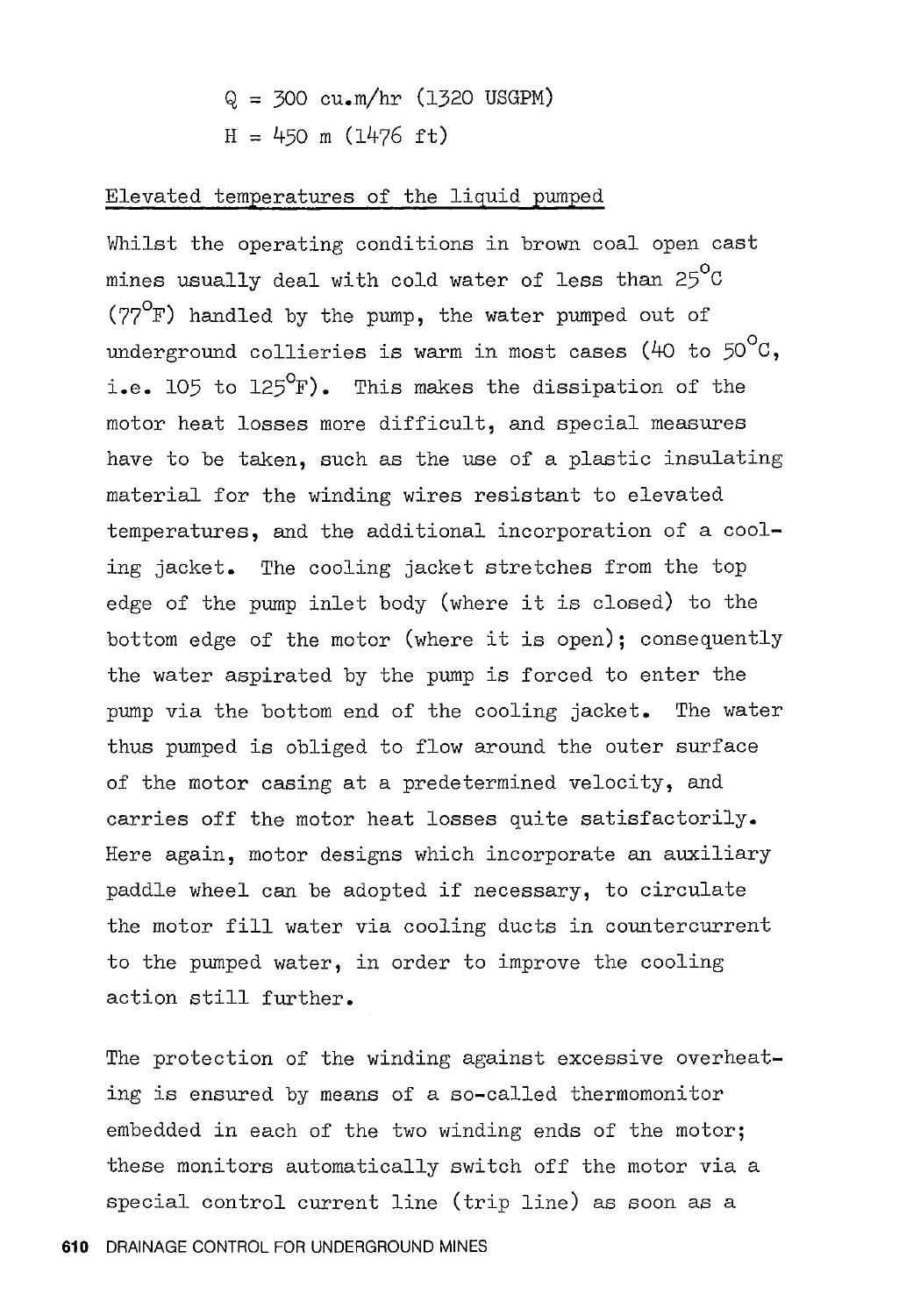$Q = 300$ cu.m/hr (1320 USGPM)

$H = 450$ m (1476 ft)

## Elevated temperatures of the liquid pumped

Whilst the operating conditions in brown coal open cast mines usually deal with cold water of less than 25°C (77°F) handled by the pump, the water pumped out of underground collieries is warm in most cases (40 to 50°C, i.e. 105 to 125°F). This makes the dissipation of the motor heat losses more difficult, and special measures have to be taken, such as the use of a plastic insulating material for the winding wires resistant to elevated temperatures, and the additional incorporation of a cooling jacket. The cooling jacket stretches from the top edge of the pump inlet body (where it is closed) to the bottom edge of the motor (where it is open); consequently the water aspirated by the pump is forced to enter the pump via the bottom end of the cooling jacket. The water thus pumped is obliged to flow around the outer surface of the motor casing at a predetermined velocity, and carries off the motor heat losses quite satisfactorily. Here again, motor designs which incorporate an auxiliary paddle wheel can be adopted if necessary, to circulate the motor fill water via cooling ducts in countercurrent to the pumped water, in order to improve the cooling action still further.

The protection of the winding against excessive overheating is ensured by means of a so-called thermomonitor embedded in each of the two winding ends of the motor; these monitors automatically switch off the motor via a special control current line (trip line) as soon as a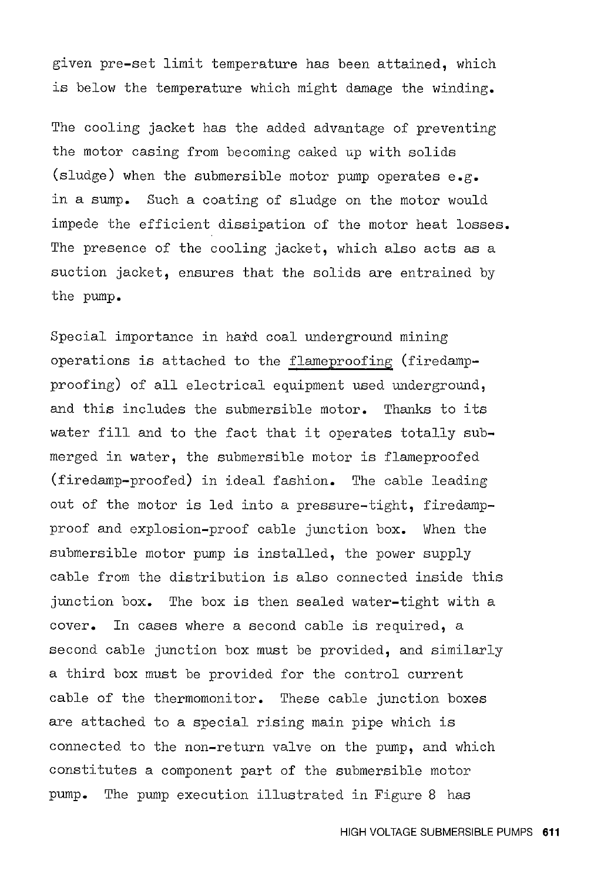given pre-set limit temperature has been attained, which is below the temperature which might damage the winding.

The cooling jacket has the added advantage of preventing the motor casing from becoming caked up with solids (sludge) when the submersible motor pump operates e.g. in a sump. Such a coating of sludge on the motor would impede the efficient dissipation of the motor heat losses. The presence of the cooling jacket, which also acts as a suction jacket, ensures that the solids are entrained by the pump.

Special importance in hard coal underground mining operations is attached to the flameproofing (firedamp-proofing) of all electrical equipment used underground, and this includes the submersible motor. Thanks to its water fill and to the fact that it operates totally submerged in water, the submersible motor is flameproofed (firedamp-proofed) in ideal fashion. The cable leading out of the motor is led into a pressure-tight, firedamp-proof and explosion-proof cable junction box. When the submersible motor pump is installed, the power supply cable from the distribution is also connected inside this junction box. The box is then sealed water-tight with a cover. In cases where a second cable is required, a second cable junction box must be provided, and similarly a third box must be provided for the control current cable of the thermomonitor. These cable junction boxes are attached to a special rising main pipe which is connected to the non-return valve on the pump, and which constitutes a component part of the submersible motor pump. The pump execution illustrated in Figure 8 has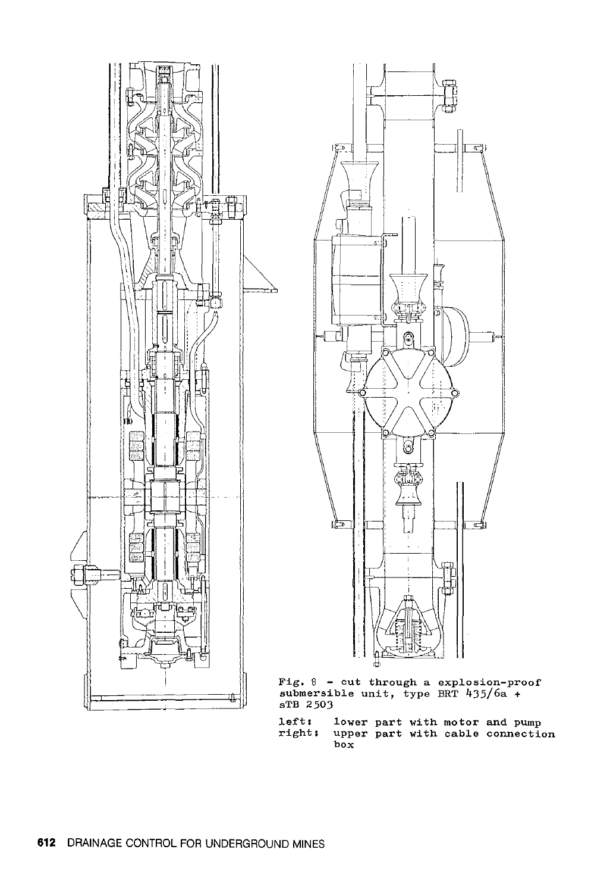Fig. 8 - cut through a explosion-proof submersible unit, type BRT 435/6a + sTB 2503

left: lower part with motor and pump
right: upper part with cable connection box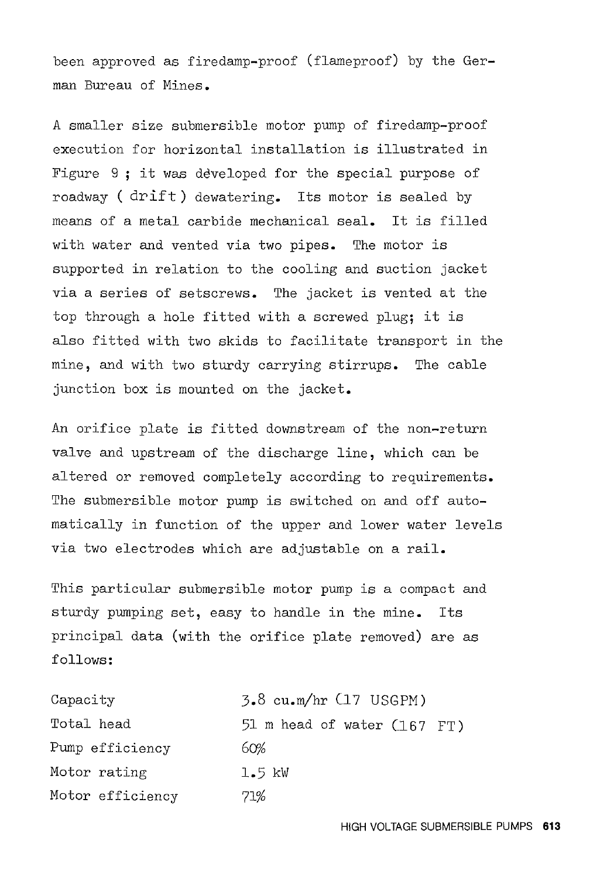been approved as firedamp-proof (flameproof) by the German Bureau of Mines.

A smaller size submersible motor pump of firedamp-proof execution for horizontal installation is illustrated in Figure 9 ; it was developed for the special purpose of roadway ( drift ) dewatering. Its motor is sealed by means of a metal carbide mechanical seal. It is filled with water and vented via two pipes. The motor is supported in relation to the cooling and suction jacket via a series of setscrews. The jacket is vented at the top through a hole fitted with a screwed plug; it is also fitted with two skids to facilitate transport in the mine, and with two sturdy carrying stirrups. The cable junction box is mounted on the jacket.

An orifice plate is fitted downstream of the non-return valve and upstream of the discharge line, which can be altered or removed completely according to requirements. The submersible motor pump is switched on and off automatically in function of the upper and lower water levels via two electrodes which are adjustable on a rail.

This particular submersible motor pump is a compact and sturdy pumping set, easy to handle in the mine. Its principal data (with the orifice plate removed) are as follows:

| | |
|---|---|
| Capacity | 3.8 cu.m/hr (17 USGPM) |
| Total head | 51 m head of water (167 FT) |
| Pump efficiency | 60% |
| Motor rating | 1.5 kW |
| Motor efficiency | 71% |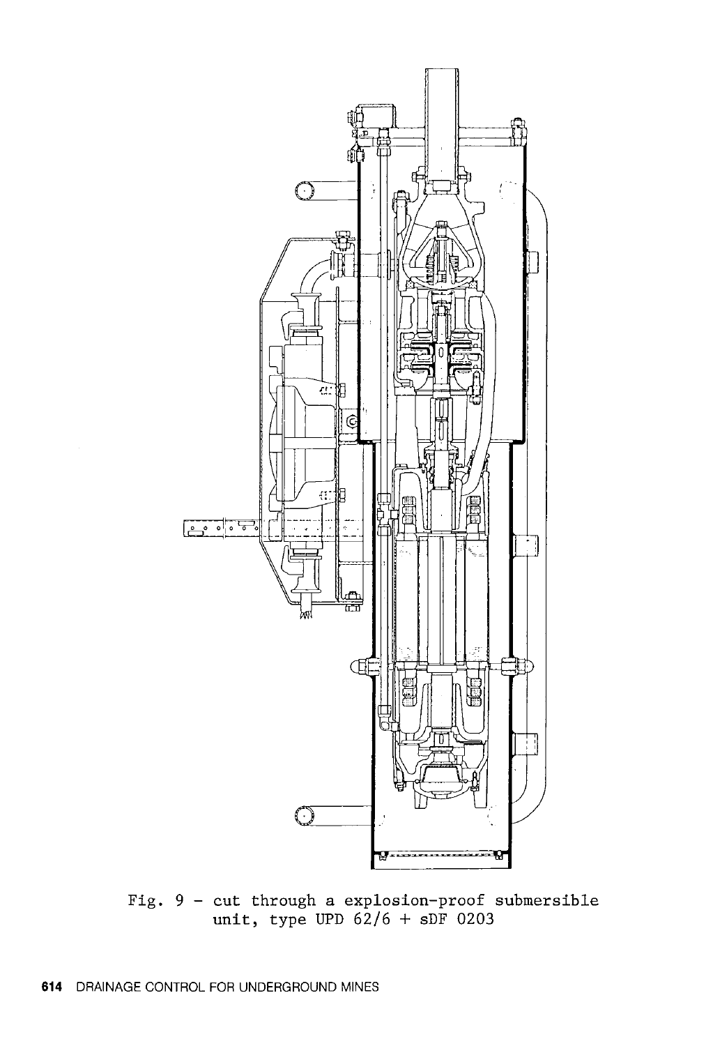Fig. 9 - cut through a explosion-proof submersible unit, type UPD 62/6 + sDF 0203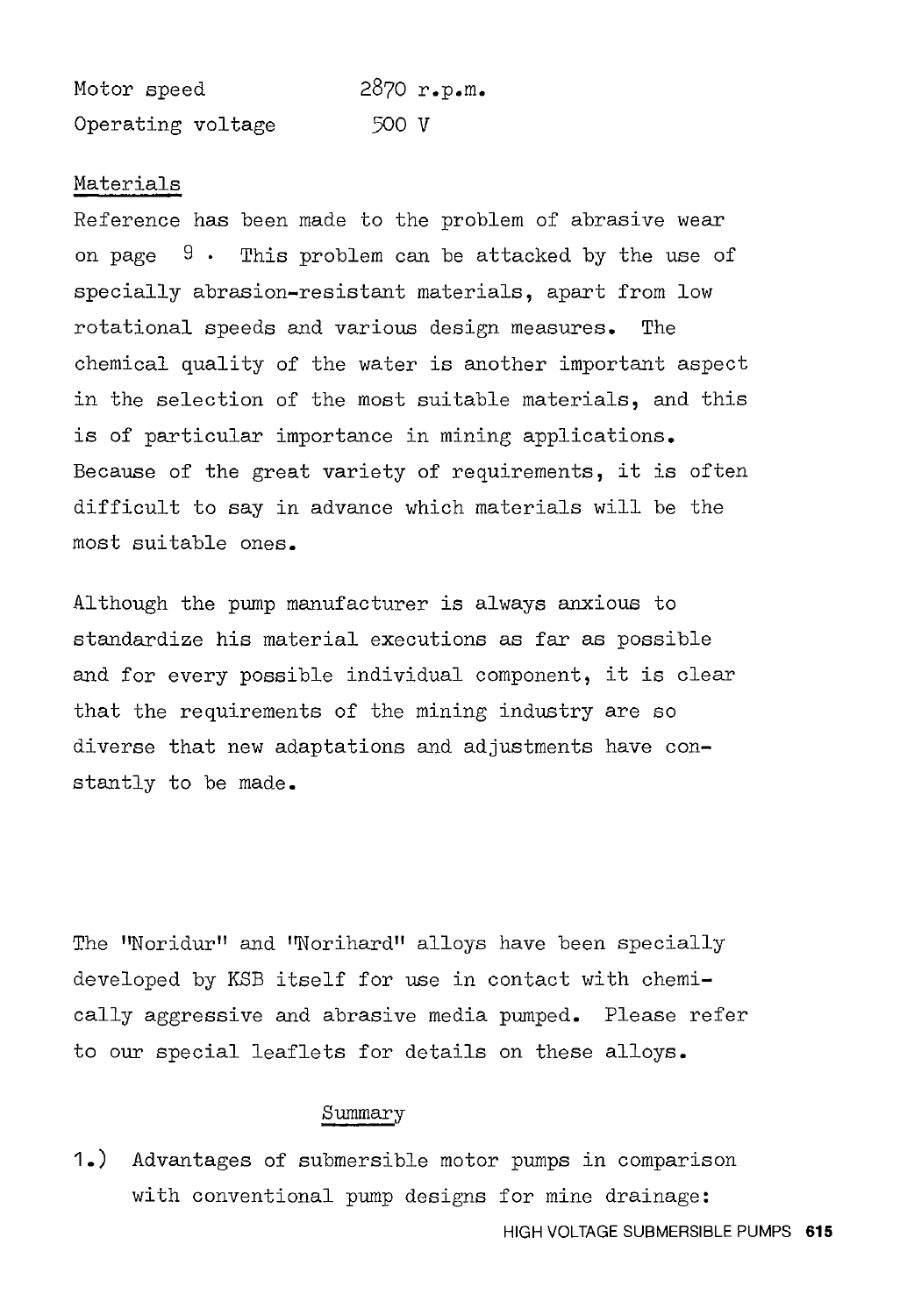| | |
|---|---|
| Motor speed | 2870 r.p.m. |
| Operating voltage | 500 V |

## Materials

Reference has been made to the problem of abrasive wear on page 9 . This problem can be attacked by the use of specially abrasion-resistant materials, apart from low rotational speeds and various design measures. The chemical quality of the water is another important aspect in the selection of the most suitable materials, and this is of particular importance in mining applications. Because of the great variety of requirements, it is often difficult to say in advance which materials will be the most suitable ones.

Although the pump manufacturer is always anxious to standardize his material executions as far as possible and for every possible individual component, it is clear that the requirements of the mining industry are so diverse that new adaptations and adjustments have constantly to be made.

The "Noridur" and "Norihard" alloys have been specially developed by KSB itself for use in contact with chemically aggressive and abrasive media pumped. Please refer to our special leaflets for details on these alloys.

## Summary

1.) Advantages of submersible motor pumps in comparison with conventional pump designs for mine drainage: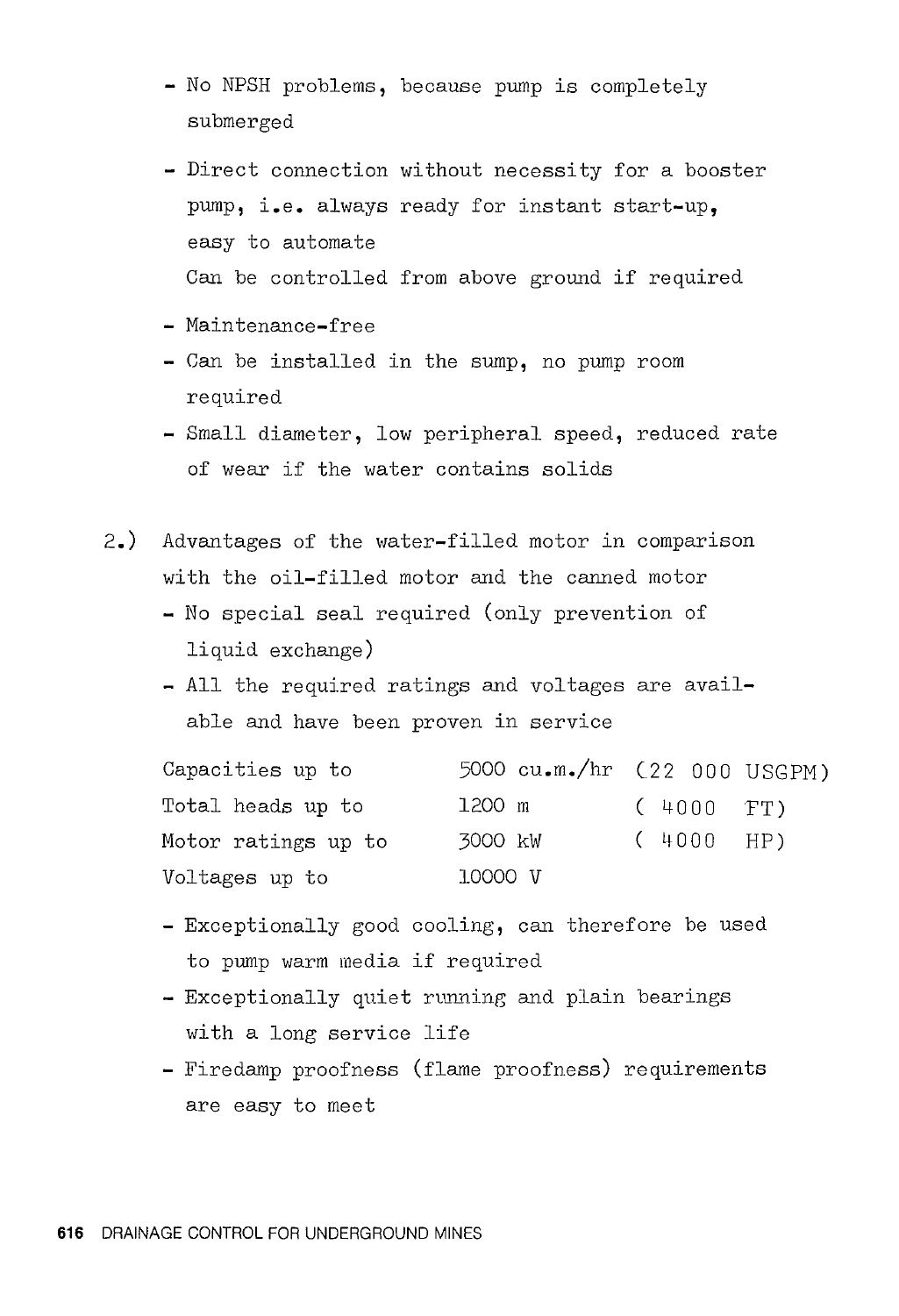- No NPSH problems, because pump is completely submerged
- Direct connection without necessity for a booster pump, i.e. always ready for instant start-up, easy to automate
  Can be controlled from above ground if required
- Maintenance-free
- Can be installed in the sump, no pump room required
- Small diameter, low peripheral speed, reduced rate of wear if the water contains solids

2.) Advantages of the water-filled motor in comparison with the oil-filled motor and the canned motor

- No special seal required (only prevention of liquid exchange)
- All the required ratings and voltages are available and have been proven in service

| | | |
|---|---|---|
| Capacities up to | 5000 cu.m./hr | (22 000 USGPM) |
| Total heads up to | 1200 m | ( 4000 FT) |
| Motor ratings up to | 3000 kW | ( 4000 HP) |
| Voltages up to | 10000 V | |

- Exceptionally good cooling, can therefore be used to pump warm media if required
- Exceptionally quiet running and plain bearings with a long service life
- Firedamp proofness (flame proofness) requirements are easy to meet